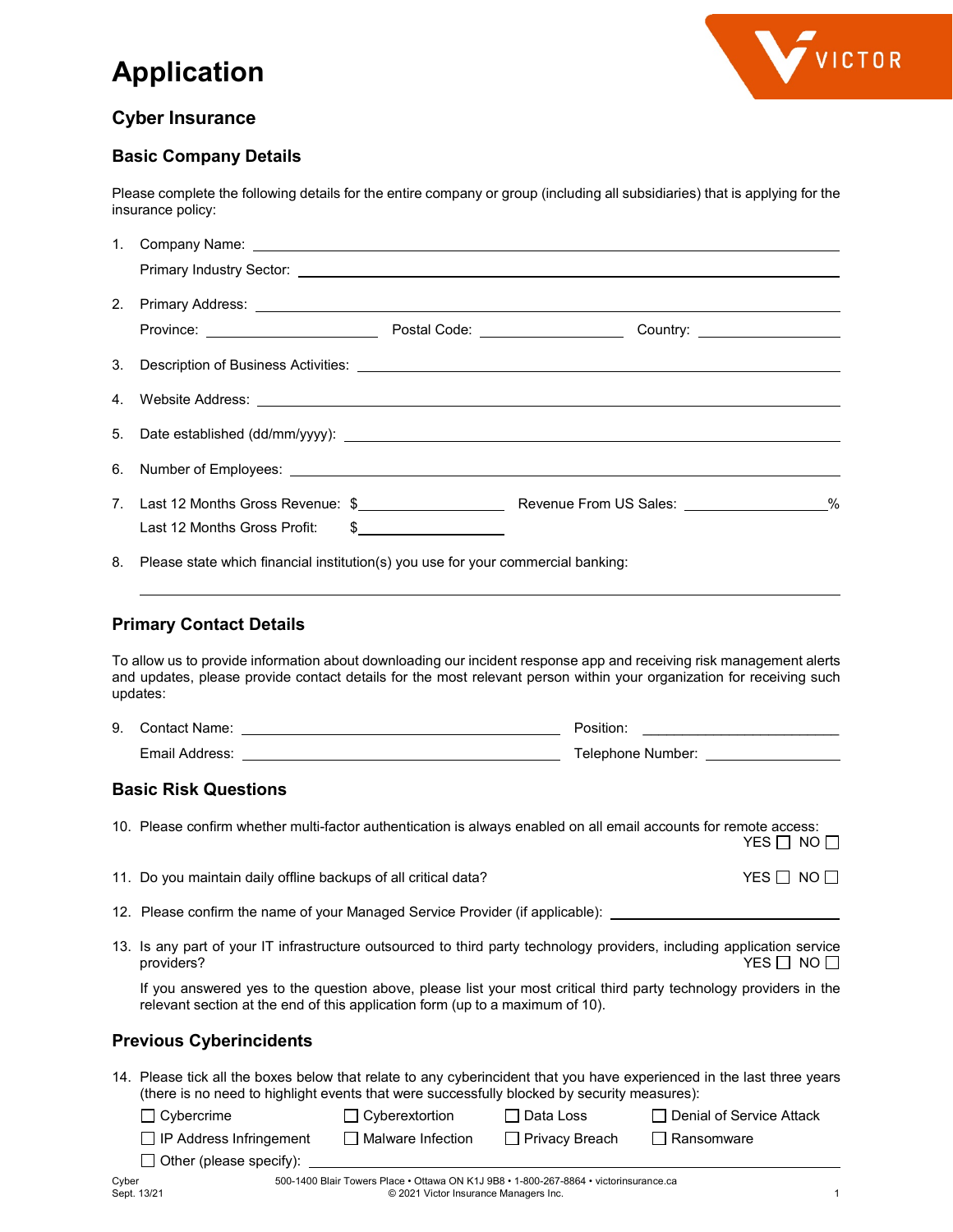# Application

## Cyber Insurance

### Basic Company Details

Please complete the following details for the entire company or group (including all subsidiaries) that is applying for the insurance policy:

1. Company Name: \_\_\_\_\_\_\_\_\_\_\_\_\_\_\_\_\_\_\_\_\_\_\_\_\_\_\_\_\_\_\_\_\_\_\_\_\_\_\_\_

   Primary Industry Sector: \_\_\_\_\_\_\_\_\_\_\_\_\_\_\_\_\_\_\_\_\_\_\_\_\_\_\_\_\_\_\_\_\_\_\_\_\_\_\_\_

2. Primary Address: \_\_\_\_\_\_\_\_\_\_\_\_\_\_\_\_\_\_\_\_\_\_\_\_\_\_\_\_\_\_\_\_\_\_\_\_\_\_\_\_

   Province: \_\_\_\_\_\_\_\_\_\_\_\_\_\_\_\_ Postal Code: \_\_\_\_\_\_\_\_\_\_\_\_\_\_ Country: \_\_\_\_\_\_\_\_\_\_\_\_\_\_

3. Description of Business Activities: \_\_\_\_\_\_\_\_\_\_\_\_\_\_\_\_\_\_\_\_\_\_\_\_\_\_\_\_\_\_\_\_\_\_\_\_\_\_\_\_

4. Website Address: \_\_\_\_\_\_\_\_\_\_\_\_\_\_\_\_\_\_\_\_\_\_\_\_\_\_\_\_\_\_\_\_\_\_\_\_\_\_\_\_

5. Date established (dd/mm/yyyy): \_\_\_\_\_\_\_\_\_\_\_\_\_\_\_\_\_\_\_\_\_\_\_\_\_\_\_\_\_\_\_\_\_\_\_\_\_\_\_\_

6. Number of Employees: \_\_\_\_\_\_\_\_\_\_\_\_\_\_\_\_\_\_\_\_\_\_\_\_\_\_\_\_\_\_\_\_\_\_\_\_\_\_\_\_

7. Last 12 Months Gross Revenue: $\_\_\_\_\_\_\_\_\_\_\_\_\_\_ Revenue From US Sales: \_\_\_\_\_\_\_\_\_\_\_\_\_\_%

   Last 12 Months Gross Profit: $\_\_\_\_\_\_\_\_\_\_\_\_\_\_

8. Please state which financial institution(s) you use for your commercial banking:

   \_\_\_\_\_\_\_\_\_\_\_\_\_\_\_\_\_\_\_\_\_\_\_\_\_\_\_\_\_\_\_\_\_\_\_\_\_\_\_\_\_\_\_\_\_\_\_\_\_\_\_\_\_\_\_\_\_\_\_\_

### Primary Contact Details

To allow us to provide information about downloading our incident response app and receiving risk management alerts and updates, please provide contact details for the most relevant person within your organization for receiving such updates:

9. Contact Name: \_\_\_\_\_\_\_\_\_\_\_\_\_\_\_\_\_\_\_\_\_\_\_\_\_\_\_\_\_\_ Position: \_\_\_\_\_\_\_\_\_\_\_\_\_\_\_\_\_\_\_\_

   Email Address: \_\_\_\_\_\_\_\_\_\_\_\_\_\_\_\_\_\_\_\_\_\_\_\_\_\_\_\_\_\_ Telephone Number: \_\_\_\_\_\_\_\_\_\_\_\_\_\_

### Basic Risk Questions

10. Please confirm whether multi-factor authentication is always enabled on all email accounts for remote access: YES ☐ NO ☐

11. Do you maintain daily offline backups of all critical data? YES ☐ NO ☐

12. Please confirm the name of your Managed Service Provider (if applicable): \_\_\_\_\_\_\_\_\_\_\_\_\_\_\_\_\_\_\_\_

13. Is any part of your IT infrastructure outsourced to third party technology providers, including application service providers? YES ☐ NO ☐

    If you answered yes to the question above, please list your most critical third party technology providers in the relevant section at the end of this application form (up to a maximum of 10).

### Previous Cyberincidents

14. Please tick all the boxes below that relate to any cyberincident that you have experienced in the last three years (there is no need to highlight events that were successfully blocked by security measures):

    ☐ Cybercrime ☐ Cyberextortion ☐ Data Loss ☐ Denial of Service Attack

    ☐ IP Address Infringement ☐ Malware Infection ☐ Privacy Breach ☐ Ransomware

    ☐ Other (please specify): \_\_\_\_\_\_\_\_\_\_\_\_\_\_\_\_\_\_\_\_\_\_\_\_\_\_\_\_\_\_\_\_\_\_\_\_\_\_\_\_

Cyber
Sept. 13/21

500-1400 Blair Towers Place • Ottawa ON K1J 9B8 • 1-800-267-8864 • victorinsurance.ca
© 2021 Victor Insurance Managers Inc.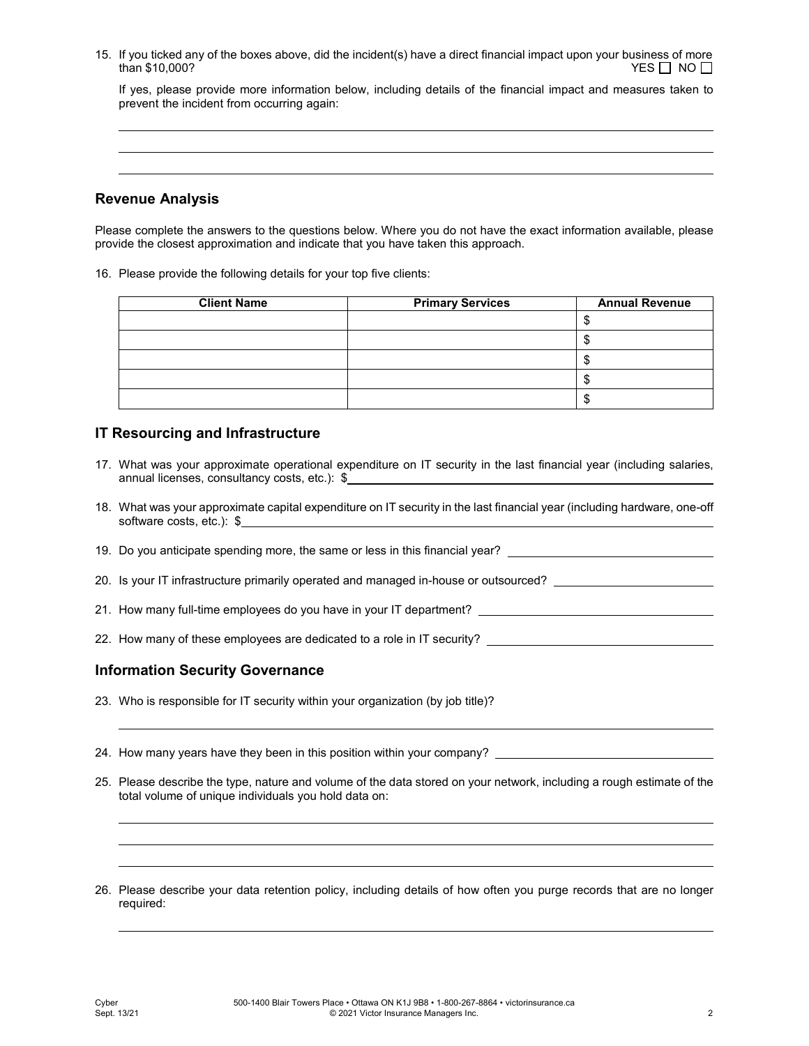15. If you ticked any of the boxes above, did the incident(s) have a direct financial impact upon your business of more than $10,000? YES ☐ NO ☐

    If yes, please provide more information below, including details of the financial impact and measures taken to prevent the incident from occurring again:

    ______________________________________________________________________

    ______________________________________________________________________

    ______________________________________________________________________

## Revenue Analysis

Please complete the answers to the questions below. Where you do not have the exact information available, please provide the closest approximation and indicate that you have taken this approach.

16. Please provide the following details for your top five clients:

| Client Name | Primary Services | Annual Revenue |
|---|---|---|
| | | $ |
| | | $ |
| | | $ |
| | | $ |
| | | $ |

## IT Resourcing and Infrastructure

17. What was your approximate operational expenditure on IT security in the last financial year (including salaries, annual licenses, consultancy costs, etc.): $______________________

18. What was your approximate capital expenditure on IT security in the last financial year (including hardware, one-off software costs, etc.): $______________________

19. Do you anticipate spending more, the same or less in this financial year? ______________________

20. Is your IT infrastructure primarily operated and managed in-house or outsourced? ______________________

21. How many full-time employees do you have in your IT department? ______________________

22. How many of these employees are dedicated to a role in IT security? ______________________

## Information Security Governance

23. Who is responsible for IT security within your organization (by job title)?

    ______________________________________________________________________

24. How many years have they been in this position within your company? ______________________

25. Please describe the type, nature and volume of the data stored on your network, including a rough estimate of the total volume of unique individuals you hold data on:

    ______________________________________________________________________

    ______________________________________________________________________

    ______________________________________________________________________

26. Please describe your data retention policy, including details of how often you purge records that are no longer required:

    ______________________________________________________________________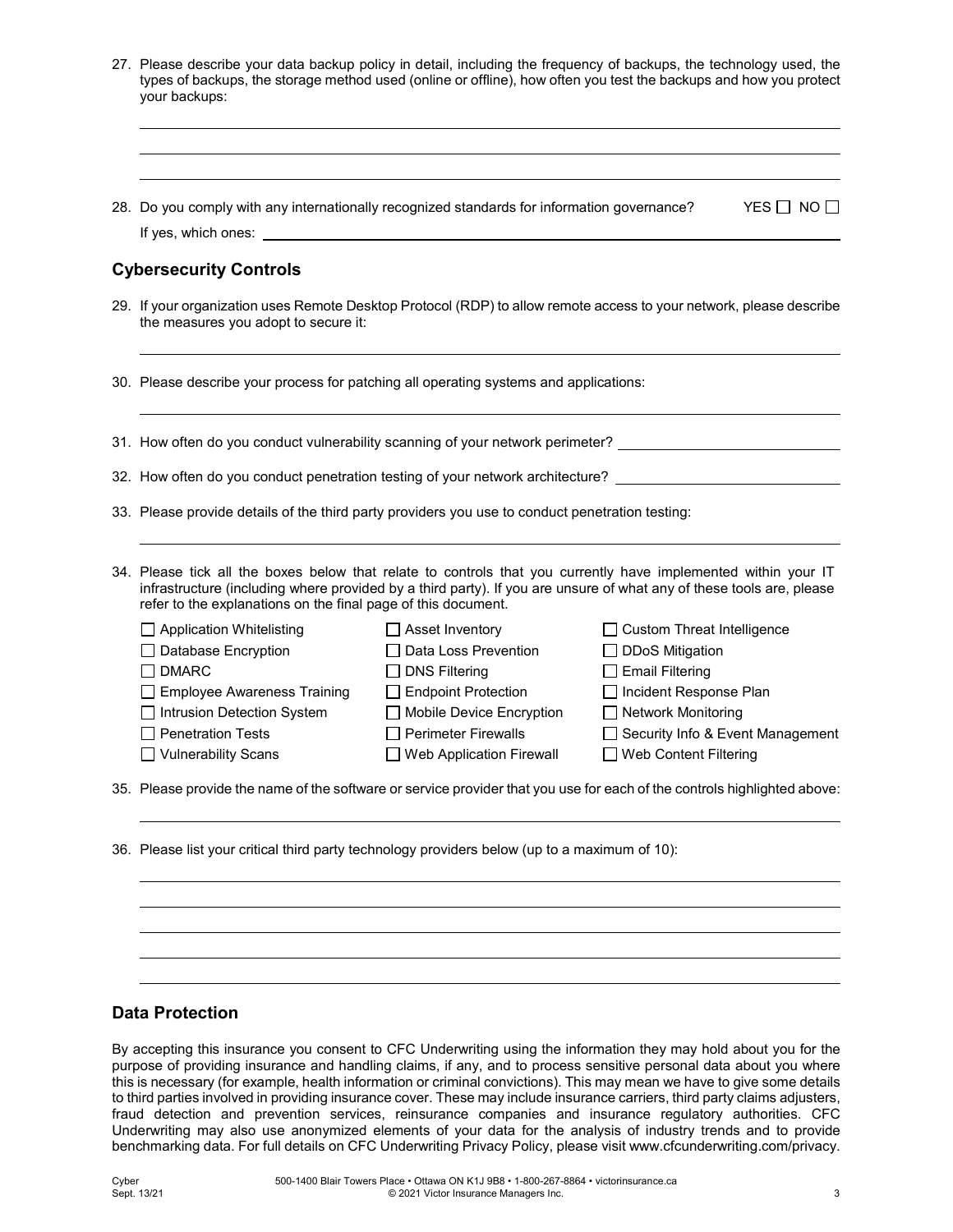27. Please describe your data backup policy in detail, including the frequency of backups, the technology used, the types of backups, the storage method used (online or offline), how often you test the backups and how you protect your backups:

_______________________________________________

_______________________________________________

_______________________________________________

28. Do you comply with any internationally recognized standards for information governance? YES ☐ NO ☐

    If yes, which ones: _______________________________________________

## Cybersecurity Controls

29. If your organization uses Remote Desktop Protocol (RDP) to allow remote access to your network, please describe the measures you adopt to secure it:

_______________________________________________

30. Please describe your process for patching all operating systems and applications:

_______________________________________________

31. How often do you conduct vulnerability scanning of your network perimeter? _______________

32. How often do you conduct penetration testing of your network architecture? _______________

33. Please provide details of the third party providers you use to conduct penetration testing:

_______________________________________________

34. Please tick all the boxes below that relate to controls that you currently have implemented within your IT infrastructure (including where provided by a third party). If you are unsure of what any of these tools are, please refer to the explanations on the final page of this document.

| | | |
|---|---|---|
| ☐ Application Whitelisting | ☐ Asset Inventory | ☐ Custom Threat Intelligence |
| ☐ Database Encryption | ☐ Data Loss Prevention | ☐ DDoS Mitigation |
| ☐ DMARC | ☐ DNS Filtering | ☐ Email Filtering |
| ☐ Employee Awareness Training | ☐ Endpoint Protection | ☐ Incident Response Plan |
| ☐ Intrusion Detection System | ☐ Mobile Device Encryption | ☐ Network Monitoring |
| ☐ Penetration Tests | ☐ Perimeter Firewalls | ☐ Security Info & Event Management |
| ☐ Vulnerability Scans | ☐ Web Application Firewall | ☐ Web Content Filtering |

35. Please provide the name of the software or service provider that you use for each of the controls highlighted above:

_______________________________________________

36. Please list your critical third party technology providers below (up to a maximum of 10):

_______________________________________________

_______________________________________________

_______________________________________________

_______________________________________________

_______________________________________________

## Data Protection

By accepting this insurance you consent to CFC Underwriting using the information they may hold about you for the purpose of providing insurance and handling claims, if any, and to process sensitive personal data about you where this is necessary (for example, health information or criminal convictions). This may mean we have to give some details to third parties involved in providing insurance cover. These may include insurance carriers, third party claims adjusters, fraud detection and prevention services, reinsurance companies and insurance regulatory authorities. CFC Underwriting may also use anonymized elements of your data for the analysis of industry trends and to provide benchmarking data. For full details on CFC Underwriting Privacy Policy, please visit www.cfcunderwriting.com/privacy.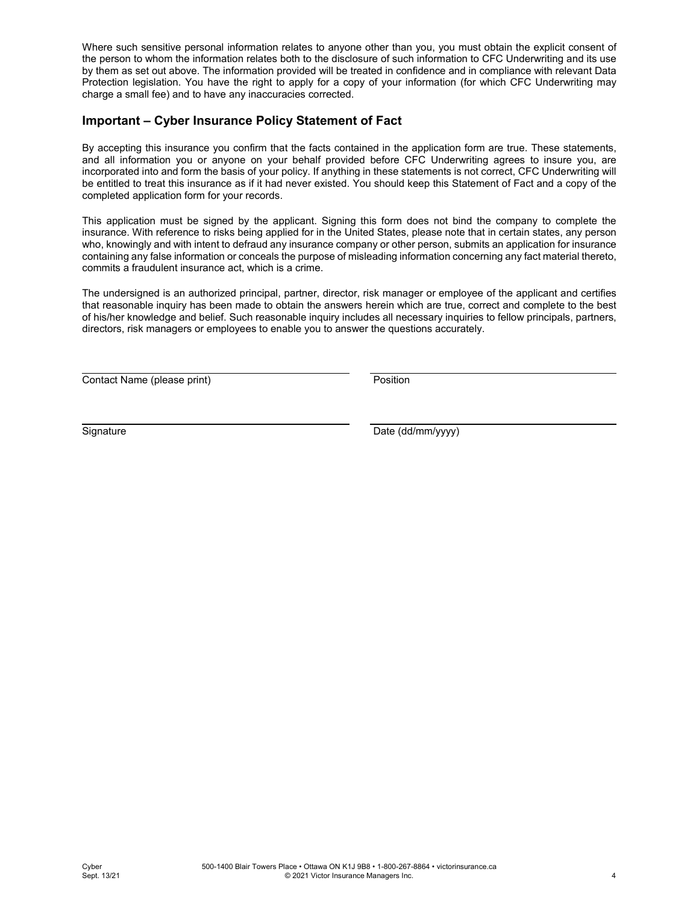Where such sensitive personal information relates to anyone other than you, you must obtain the explicit consent of the person to whom the information relates both to the disclosure of such information to CFC Underwriting and its use by them as set out above. The information provided will be treated in confidence and in compliance with relevant Data Protection legislation. You have the right to apply for a copy of your information (for which CFC Underwriting may charge a small fee) and to have any inaccuracies corrected.

## Important – Cyber Insurance Policy Statement of Fact

By accepting this insurance you confirm that the facts contained in the application form are true. These statements, and all information you or anyone on your behalf provided before CFC Underwriting agrees to insure you, are incorporated into and form the basis of your policy. If anything in these statements is not correct, CFC Underwriting will be entitled to treat this insurance as if it had never existed. You should keep this Statement of Fact and a copy of the completed application form for your records.

This application must be signed by the applicant. Signing this form does not bind the company to complete the insurance. With reference to risks being applied for in the United States, please note that in certain states, any person who, knowingly and with intent to defraud any insurance company or other person, submits an application for insurance containing any false information or conceals the purpose of misleading information concerning any fact material thereto, commits a fraudulent insurance act, which is a crime.

The undersigned is an authorized principal, partner, director, risk manager or employee of the applicant and certifies that reasonable inquiry has been made to obtain the answers herein which are true, correct and complete to the best of his/her knowledge and belief. Such reasonable inquiry includes all necessary inquiries to fellow principals, partners, directors, risk managers or employees to enable you to answer the questions accurately.

| | |
|---|---|
| Contact Name (please print) | Position |
| Signature | Date (dd/mm/yyyy) |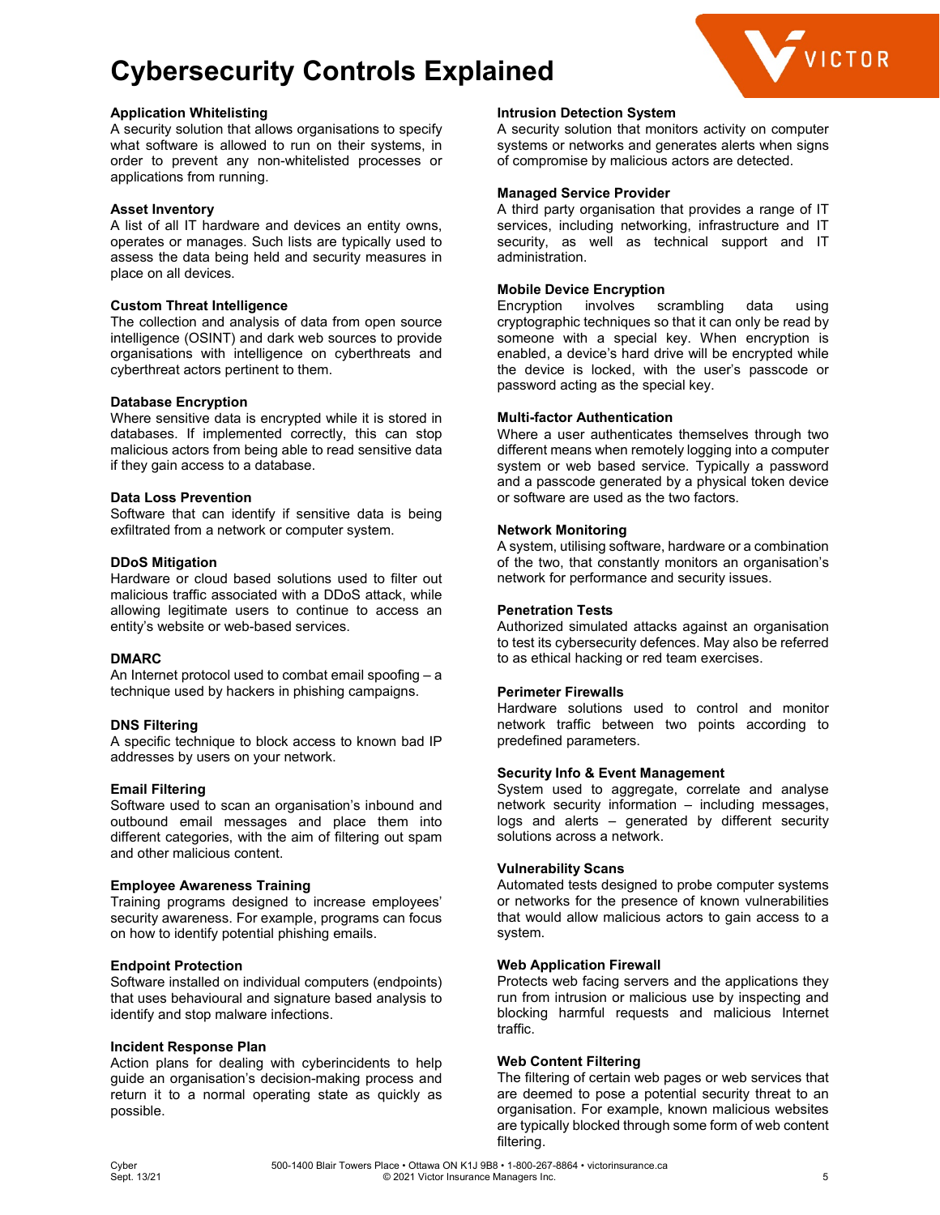# Cybersecurity Controls Explained

### Application Whitelisting

A security solution that allows organisations to specify what software is allowed to run on their systems, in order to prevent any non-whitelisted processes or applications from running.

### Asset Inventory

A list of all IT hardware and devices an entity owns, operates or manages. Such lists are typically used to assess the data being held and security measures in place on all devices.

### Custom Threat Intelligence

The collection and analysis of data from open source intelligence (OSINT) and dark web sources to provide organisations with intelligence on cyberthreats and cyberthreat actors pertinent to them.

### Database Encryption

Where sensitive data is encrypted while it is stored in databases. If implemented correctly, this can stop malicious actors from being able to read sensitive data if they gain access to a database.

### Data Loss Prevention

Software that can identify if sensitive data is being exfiltrated from a network or computer system.

### DDoS Mitigation

Hardware or cloud based solutions used to filter out malicious traffic associated with a DDoS attack, while allowing legitimate users to continue to access an entity's website or web-based services.

### DMARC

An Internet protocol used to combat email spoofing – a technique used by hackers in phishing campaigns.

### DNS Filtering

A specific technique to block access to known bad IP addresses by users on your network.

### Email Filtering

Software used to scan an organisation's inbound and outbound email messages and place them into different categories, with the aim of filtering out spam and other malicious content.

### Employee Awareness Training

Training programs designed to increase employees' security awareness. For example, programs can focus on how to identify potential phishing emails.

### Endpoint Protection

Software installed on individual computers (endpoints) that uses behavioural and signature based analysis to identify and stop malware infections.

### Incident Response Plan

Action plans for dealing with cyberincidents to help guide an organisation's decision-making process and return it to a normal operating state as quickly as possible.

### Intrusion Detection System

A security solution that monitors activity on computer systems or networks and generates alerts when signs of compromise by malicious actors are detected.

### Managed Service Provider

A third party organisation that provides a range of IT services, including networking, infrastructure and IT security, as well as technical support and IT administration.

### Mobile Device Encryption

Encryption involves scrambling data using cryptographic techniques so that it can only be read by someone with a special key. When encryption is enabled, a device's hard drive will be encrypted while the device is locked, with the user's passcode or password acting as the special key.

### Multi-factor Authentication

Where a user authenticates themselves through two different means when remotely logging into a computer system or web based service. Typically a password and a passcode generated by a physical token device or software are used as the two factors.

### Network Monitoring

A system, utilising software, hardware or a combination of the two, that constantly monitors an organisation's network for performance and security issues.

### Penetration Tests

Authorized simulated attacks against an organisation to test its cybersecurity defences. May also be referred to as ethical hacking or red team exercises.

### Perimeter Firewalls

Hardware solutions used to control and monitor network traffic between two points according to predefined parameters.

### Security Info & Event Management

System used to aggregate, correlate and analyse network security information – including messages, logs and alerts – generated by different security solutions across a network.

### Vulnerability Scans

Automated tests designed to probe computer systems or networks for the presence of known vulnerabilities that would allow malicious actors to gain access to a system.

### Web Application Firewall

Protects web facing servers and the applications they run from intrusion or malicious use by inspecting and blocking harmful requests and malicious Internet traffic.

### Web Content Filtering

The filtering of certain web pages or web services that are deemed to pose a potential security threat to an organisation. For example, known malicious websites are typically blocked through some form of web content filtering.